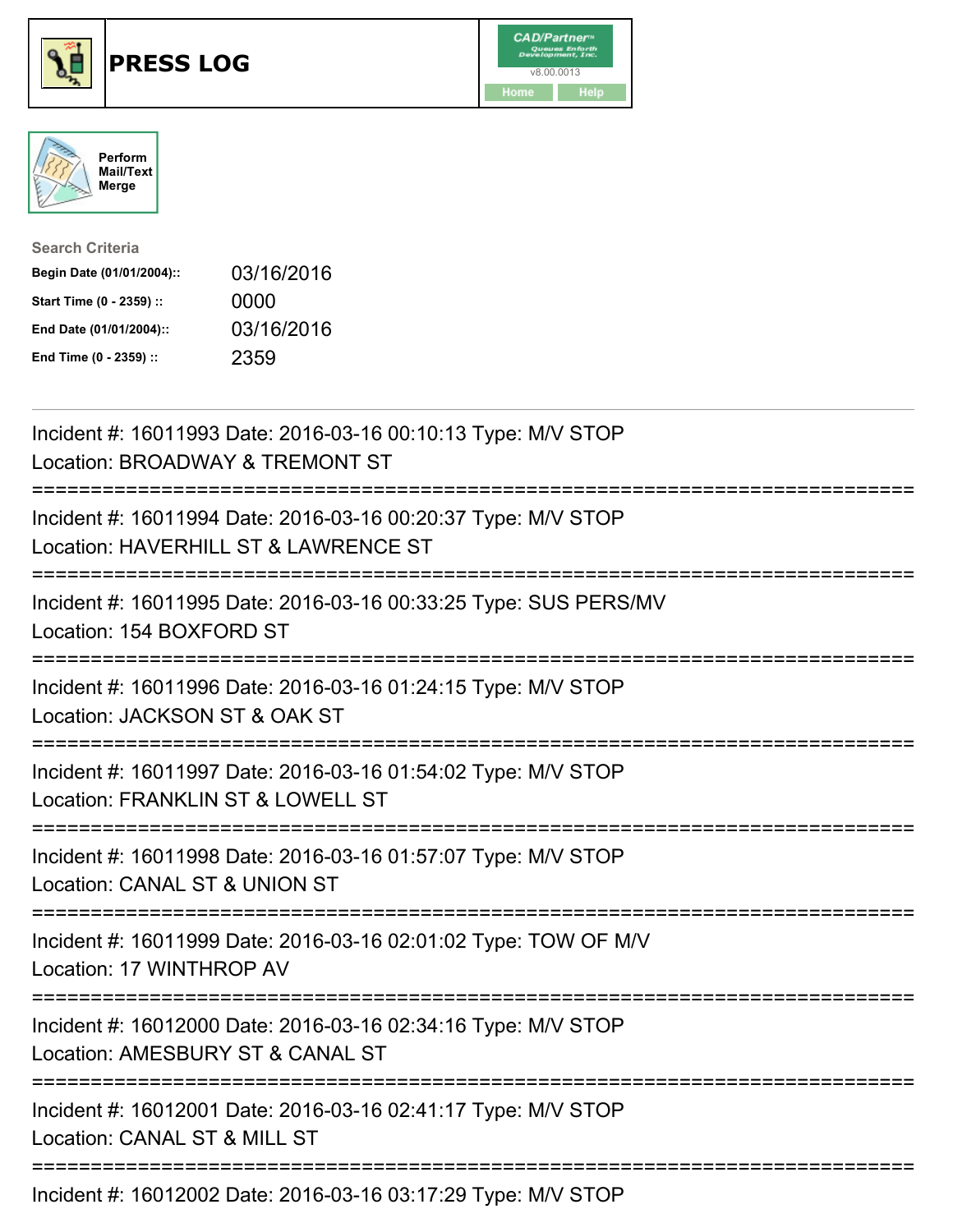# PRESS LOG

CAD/Partner v8.00.0013

Home Help

Perform Mail/Text Merge

**Search Criteria**

| | |
|---|---|
| **Begin Date (01/01/2004)::** | 03/16/2016 |
| **Start Time (0 - 2359) ::** | 0000 |
| **End Date (01/01/2004)::** | 03/16/2016 |
| **End Time (0 - 2359) ::** | 2359 |

---

Incident #: 16011993 Date: 2016-03-16 00:10:13 Type: M/V STOP
Location: BROADWAY & TREMONT ST

===========================================================================

Incident #: 16011994 Date: 2016-03-16 00:20:37 Type: M/V STOP
Location: HAVERHILL ST & LAWRENCE ST

===========================================================================

Incident #: 16011995 Date: 2016-03-16 00:33:25 Type: SUS PERS/MV
Location: 154 BOXFORD ST

===========================================================================

Incident #: 16011996 Date: 2016-03-16 01:24:15 Type: M/V STOP
Location: JACKSON ST & OAK ST

===========================================================================

Incident #: 16011997 Date: 2016-03-16 01:54:02 Type: M/V STOP
Location: FRANKLIN ST & LOWELL ST

===========================================================================

Incident #: 16011998 Date: 2016-03-16 01:57:07 Type: M/V STOP
Location: CANAL ST & UNION ST

===========================================================================

Incident #: 16011999 Date: 2016-03-16 02:01:02 Type: TOW OF M/V
Location: 17 WINTHROP AV

===========================================================================

Incident #: 16012000 Date: 2016-03-16 02:34:16 Type: M/V STOP
Location: AMESBURY ST & CANAL ST

===========================================================================

Incident #: 16012001 Date: 2016-03-16 02:41:17 Type: M/V STOP
Location: CANAL ST & MILL ST

===========================================================================

Incident #: 16012002 Date: 2016-03-16 03:17:29 Type: M/V STOP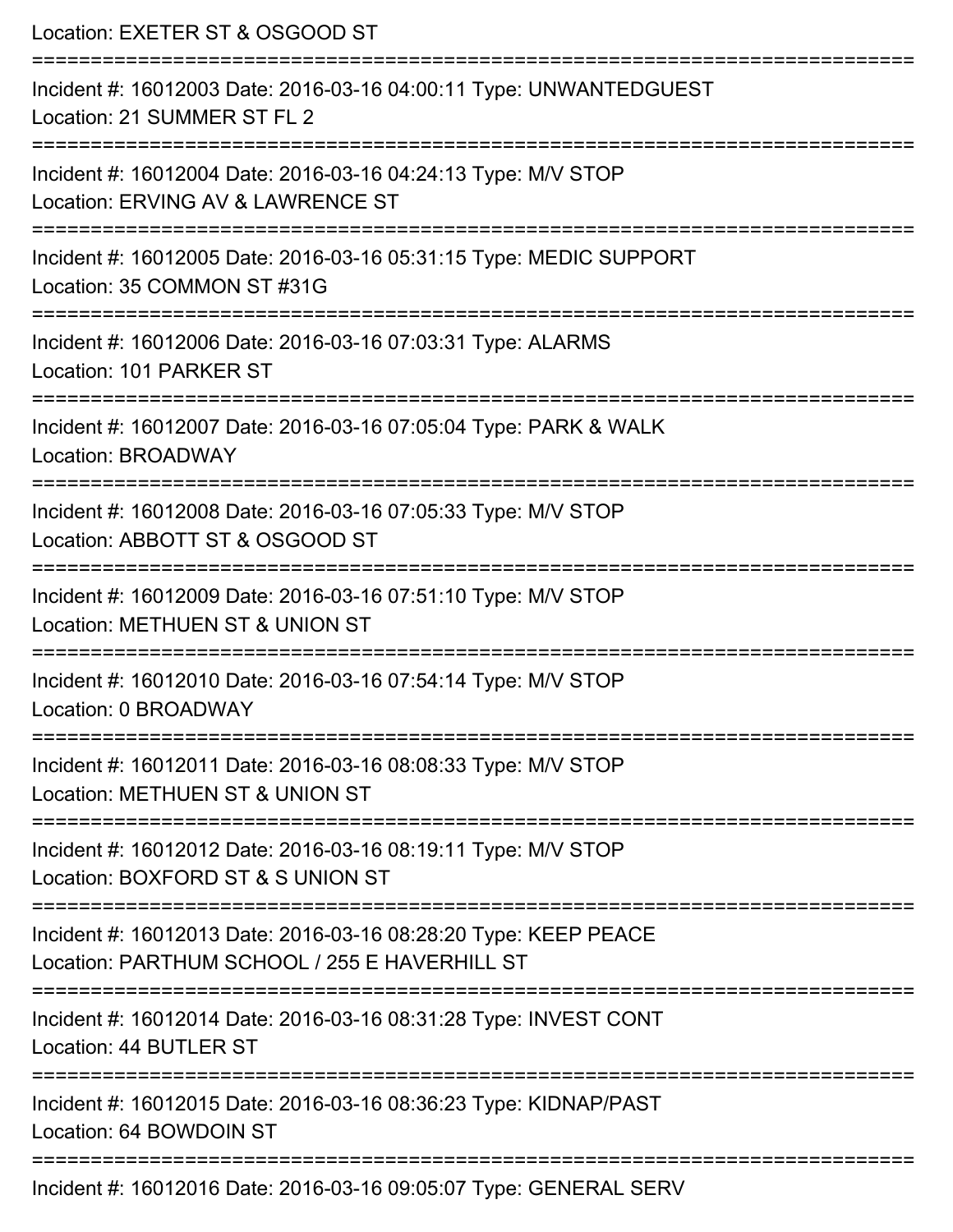Location: EXETER ST & OSGOOD ST

===========================================================================

Incident #: 16012003 Date: 2016-03-16 04:00:11 Type: UNWANTEDGUEST
Location: 21 SUMMER ST FL 2

===========================================================================

Incident #: 16012004 Date: 2016-03-16 04:24:13 Type: M/V STOP
Location: ERVING AV & LAWRENCE ST

===========================================================================

Incident #: 16012005 Date: 2016-03-16 05:31:15 Type: MEDIC SUPPORT
Location: 35 COMMON ST #31G

===========================================================================

Incident #: 16012006 Date: 2016-03-16 07:03:31 Type: ALARMS
Location: 101 PARKER ST

===========================================================================

Incident #: 16012007 Date: 2016-03-16 07:05:04 Type: PARK & WALK
Location: BROADWAY

===========================================================================

Incident #: 16012008 Date: 2016-03-16 07:05:33 Type: M/V STOP
Location: ABBOTT ST & OSGOOD ST

===========================================================================

Incident #: 16012009 Date: 2016-03-16 07:51:10 Type: M/V STOP
Location: METHUEN ST & UNION ST

===========================================================================

Incident #: 16012010 Date: 2016-03-16 07:54:14 Type: M/V STOP
Location: 0 BROADWAY

===========================================================================

Incident #: 16012011 Date: 2016-03-16 08:08:33 Type: M/V STOP
Location: METHUEN ST & UNION ST

===========================================================================

Incident #: 16012012 Date: 2016-03-16 08:19:11 Type: M/V STOP
Location: BOXFORD ST & S UNION ST

===========================================================================

Incident #: 16012013 Date: 2016-03-16 08:28:20 Type: KEEP PEACE
Location: PARTHUM SCHOOL / 255 E HAVERHILL ST

===========================================================================

Incident #: 16012014 Date: 2016-03-16 08:31:28 Type: INVEST CONT
Location: 44 BUTLER ST

===========================================================================

Incident #: 16012015 Date: 2016-03-16 08:36:23 Type: KIDNAP/PAST
Location: 64 BOWDOIN ST

===========================================================================

Incident #: 16012016 Date: 2016-03-16 09:05:07 Type: GENERAL SERV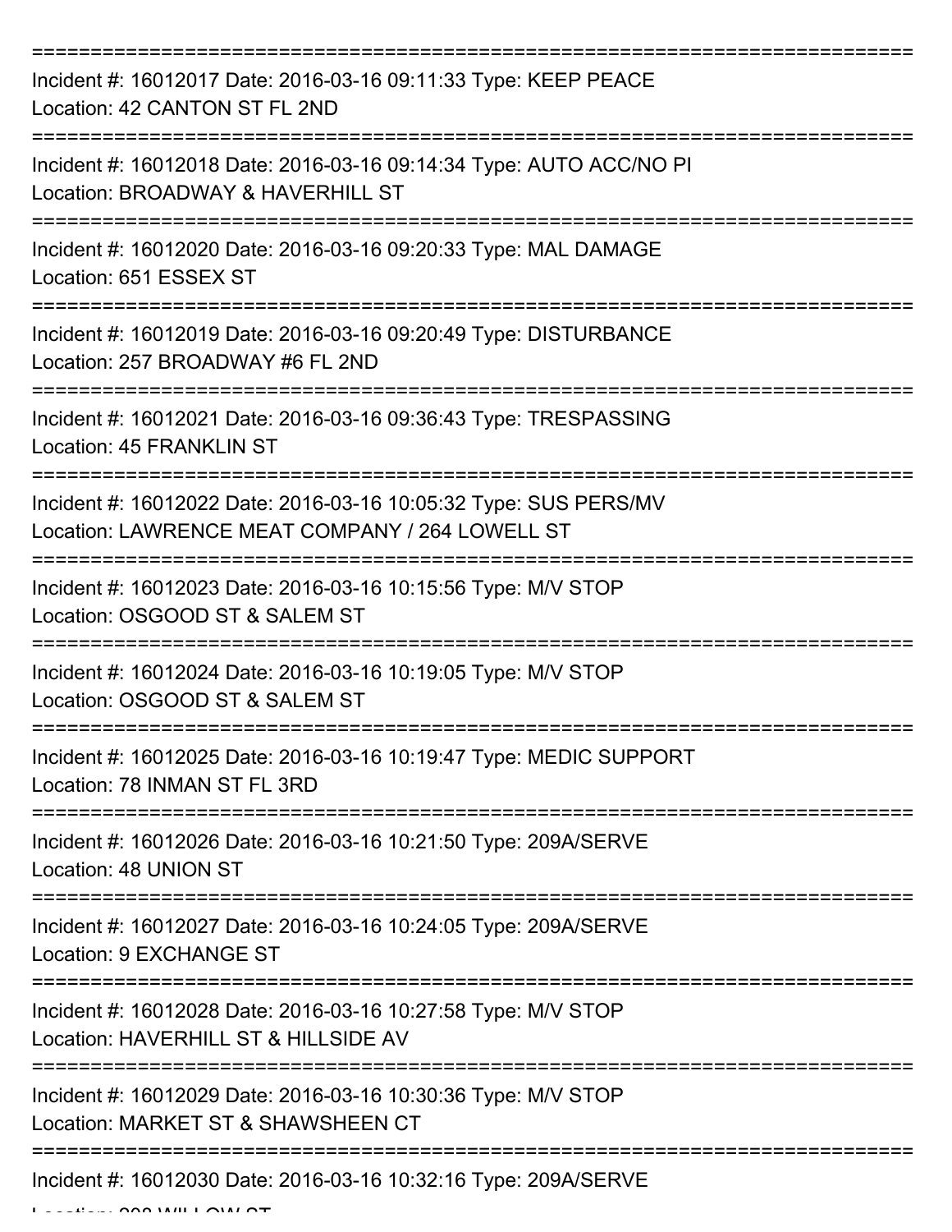===========================================================================
Incident #: 16012017 Date: 2016-03-16 09:11:33 Type: KEEP PEACE
Location: 42 CANTON ST FL 2ND
===========================================================================
Incident #: 16012018 Date: 2016-03-16 09:14:34 Type: AUTO ACC/NO PI
Location: BROADWAY & HAVERHILL ST
===========================================================================
Incident #: 16012020 Date: 2016-03-16 09:20:33 Type: MAL DAMAGE
Location: 651 ESSEX ST
===========================================================================
Incident #: 16012019 Date: 2016-03-16 09:20:49 Type: DISTURBANCE
Location: 257 BROADWAY #6 FL 2ND
===========================================================================
Incident #: 16012021 Date: 2016-03-16 09:36:43 Type: TRESPASSING
Location: 45 FRANKLIN ST
===========================================================================
Incident #: 16012022 Date: 2016-03-16 10:05:32 Type: SUS PERS/MV
Location: LAWRENCE MEAT COMPANY / 264 LOWELL ST
===========================================================================
Incident #: 16012023 Date: 2016-03-16 10:15:56 Type: M/V STOP
Location: OSGOOD ST & SALEM ST
===========================================================================
Incident #: 16012024 Date: 2016-03-16 10:19:05 Type: M/V STOP
Location: OSGOOD ST & SALEM ST
===========================================================================
Incident #: 16012025 Date: 2016-03-16 10:19:47 Type: MEDIC SUPPORT
Location: 78 INMAN ST FL 3RD
===========================================================================
Incident #: 16012026 Date: 2016-03-16 10:21:50 Type: 209A/SERVE
Location: 48 UNION ST
===========================================================================
Incident #: 16012027 Date: 2016-03-16 10:24:05 Type: 209A/SERVE
Location: 9 EXCHANGE ST
===========================================================================
Incident #: 16012028 Date: 2016-03-16 10:27:58 Type: M/V STOP
Location: HAVERHILL ST & HILLSIDE AV
===========================================================================
Incident #: 16012029 Date: 2016-03-16 10:30:36 Type: M/V STOP
Location: MARKET ST & SHAWSHEEN CT
===========================================================================
Incident #: 16012030 Date: 2016-03-16 10:32:16 Type: 209A/SERVE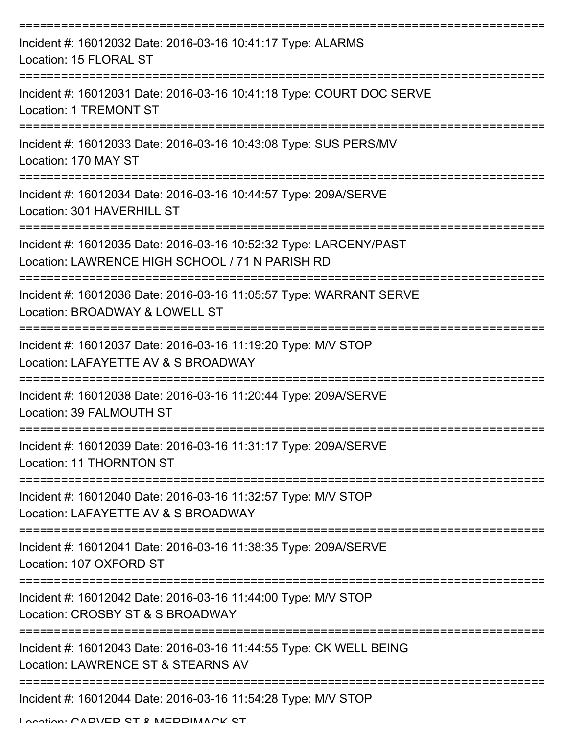Incident #: 16012032 Date: 2016-03-16 10:41:17 Type: ALARMS
Location: 15 FLORAL ST

Incident #: 16012031 Date: 2016-03-16 10:41:18 Type: COURT DOC SERVE
Location: 1 TREMONT ST

Incident #: 16012033 Date: 2016-03-16 10:43:08 Type: SUS PERS/MV
Location: 170 MAY ST

Incident #: 16012034 Date: 2016-03-16 10:44:57 Type: 209A/SERVE
Location: 301 HAVERHILL ST

Incident #: 16012035 Date: 2016-03-16 10:52:32 Type: LARCENY/PAST
Location: LAWRENCE HIGH SCHOOL / 71 N PARISH RD

Incident #: 16012036 Date: 2016-03-16 11:05:57 Type: WARRANT SERVE
Location: BROADWAY & LOWELL ST

Incident #: 16012037 Date: 2016-03-16 11:19:20 Type: M/V STOP
Location: LAFAYETTE AV & S BROADWAY

Incident #: 16012038 Date: 2016-03-16 11:20:44 Type: 209A/SERVE
Location: 39 FALMOUTH ST

Incident #: 16012039 Date: 2016-03-16 11:31:17 Type: 209A/SERVE
Location: 11 THORNTON ST

Incident #: 16012040 Date: 2016-03-16 11:32:57 Type: M/V STOP
Location: LAFAYETTE AV & S BROADWAY

Incident #: 16012041 Date: 2016-03-16 11:38:35 Type: 209A/SERVE
Location: 107 OXFORD ST

Incident #: 16012042 Date: 2016-03-16 11:44:00 Type: M/V STOP
Location: CROSBY ST & S BROADWAY

Incident #: 16012043 Date: 2016-03-16 11:44:55 Type: CK WELL BEING
Location: LAWRENCE ST & STEARNS AV

Incident #: 16012044 Date: 2016-03-16 11:54:28 Type: M/V STOP
Location: CARVER ST & MERRIMACK ST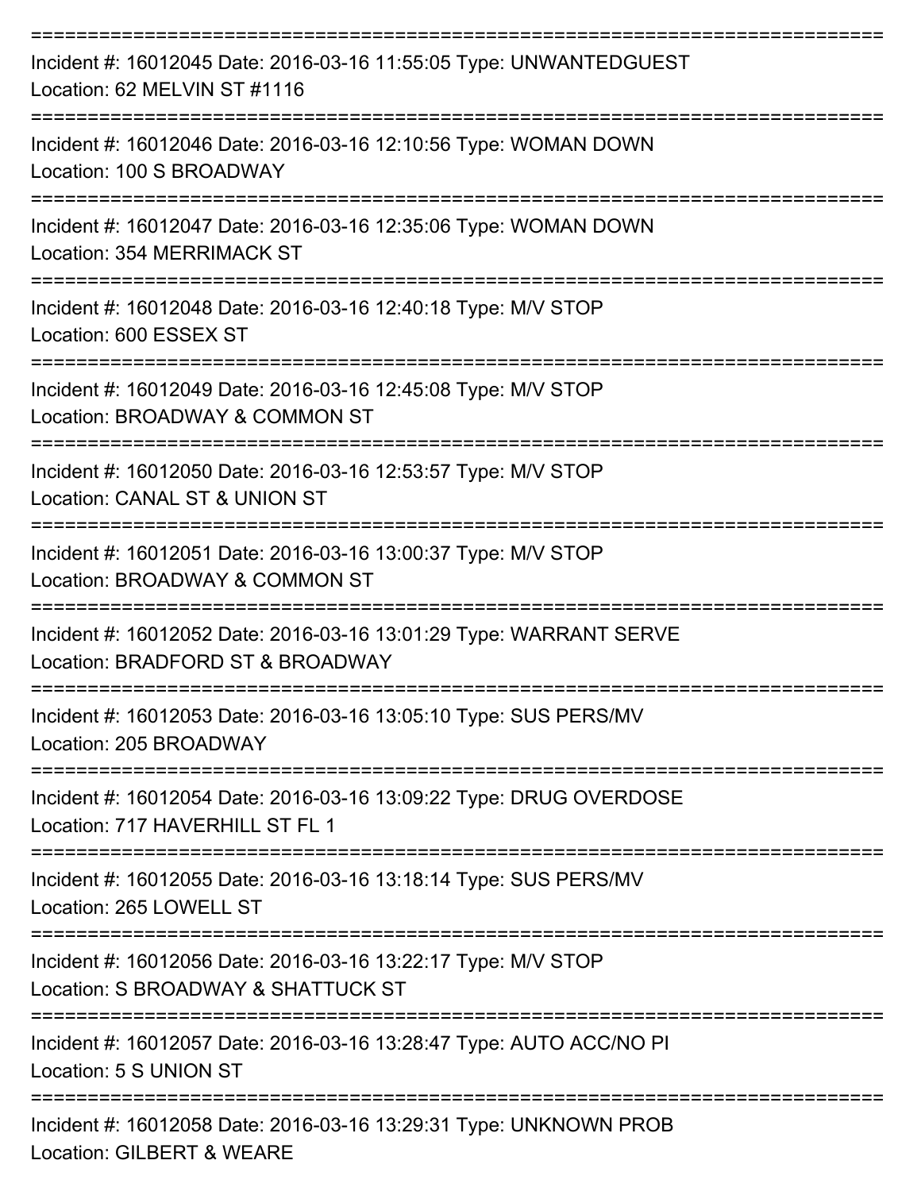Incident #: 16012045 Date: 2016-03-16 11:55:05 Type: UNWANTEDGUEST
Location: 62 MELVIN ST #1116

Incident #: 16012046 Date: 2016-03-16 12:10:56 Type: WOMAN DOWN
Location: 100 S BROADWAY

Incident #: 16012047 Date: 2016-03-16 12:35:06 Type: WOMAN DOWN
Location: 354 MERRIMACK ST

Incident #: 16012048 Date: 2016-03-16 12:40:18 Type: M/V STOP
Location: 600 ESSEX ST

Incident #: 16012049 Date: 2016-03-16 12:45:08 Type: M/V STOP
Location: BROADWAY & COMMON ST

Incident #: 16012050 Date: 2016-03-16 12:53:57 Type: M/V STOP
Location: CANAL ST & UNION ST

Incident #: 16012051 Date: 2016-03-16 13:00:37 Type: M/V STOP
Location: BROADWAY & COMMON ST

Incident #: 16012052 Date: 2016-03-16 13:01:29 Type: WARRANT SERVE
Location: BRADFORD ST & BROADWAY

Incident #: 16012053 Date: 2016-03-16 13:05:10 Type: SUS PERS/MV
Location: 205 BROADWAY

Incident #: 16012054 Date: 2016-03-16 13:09:22 Type: DRUG OVERDOSE
Location: 717 HAVERHILL ST FL 1

Incident #: 16012055 Date: 2016-03-16 13:18:14 Type: SUS PERS/MV
Location: 265 LOWELL ST

Incident #: 16012056 Date: 2016-03-16 13:22:17 Type: M/V STOP
Location: S BROADWAY & SHATTUCK ST

Incident #: 16012057 Date: 2016-03-16 13:28:47 Type: AUTO ACC/NO PI
Location: 5 S UNION ST

Incident #: 16012058 Date: 2016-03-16 13:29:31 Type: UNKNOWN PROB
Location: GILBERT & WEARE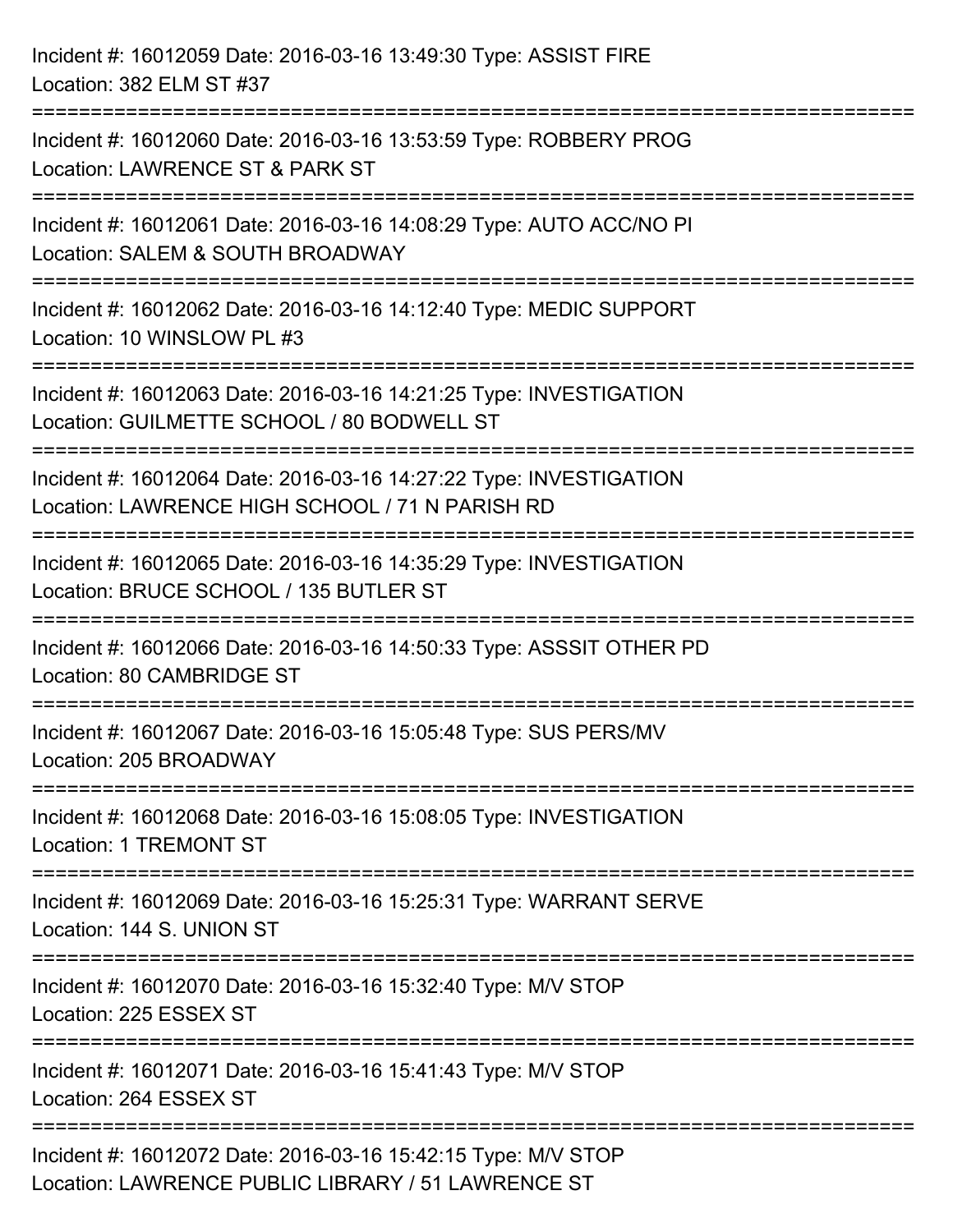Incident #: 16012059 Date: 2016-03-16 13:49:30 Type: ASSIST FIRE
Location: 382 ELM ST #37

===========================================================================

Incident #: 16012060 Date: 2016-03-16 13:53:59 Type: ROBBERY PROG
Location: LAWRENCE ST & PARK ST

===========================================================================

Incident #: 16012061 Date: 2016-03-16 14:08:29 Type: AUTO ACC/NO PI
Location: SALEM & SOUTH BROADWAY

===========================================================================

Incident #: 16012062 Date: 2016-03-16 14:12:40 Type: MEDIC SUPPORT
Location: 10 WINSLOW PL #3

===========================================================================

Incident #: 16012063 Date: 2016-03-16 14:21:25 Type: INVESTIGATION
Location: GUILMETTE SCHOOL / 80 BODWELL ST

===========================================================================

Incident #: 16012064 Date: 2016-03-16 14:27:22 Type: INVESTIGATION
Location: LAWRENCE HIGH SCHOOL / 71 N PARISH RD

===========================================================================

Incident #: 16012065 Date: 2016-03-16 14:35:29 Type: INVESTIGATION
Location: BRUCE SCHOOL / 135 BUTLER ST

===========================================================================

Incident #: 16012066 Date: 2016-03-16 14:50:33 Type: ASSSIT OTHER PD
Location: 80 CAMBRIDGE ST

===========================================================================

Incident #: 16012067 Date: 2016-03-16 15:05:48 Type: SUS PERS/MV
Location: 205 BROADWAY

===========================================================================

Incident #: 16012068 Date: 2016-03-16 15:08:05 Type: INVESTIGATION
Location: 1 TREMONT ST

===========================================================================

Incident #: 16012069 Date: 2016-03-16 15:25:31 Type: WARRANT SERVE
Location: 144 S. UNION ST

===========================================================================

Incident #: 16012070 Date: 2016-03-16 15:32:40 Type: M/V STOP
Location: 225 ESSEX ST

===========================================================================

Incident #: 16012071 Date: 2016-03-16 15:41:43 Type: M/V STOP
Location: 264 ESSEX ST

===========================================================================

Incident #: 16012072 Date: 2016-03-16 15:42:15 Type: M/V STOP
Location: LAWRENCE PUBLIC LIBRARY / 51 LAWRENCE ST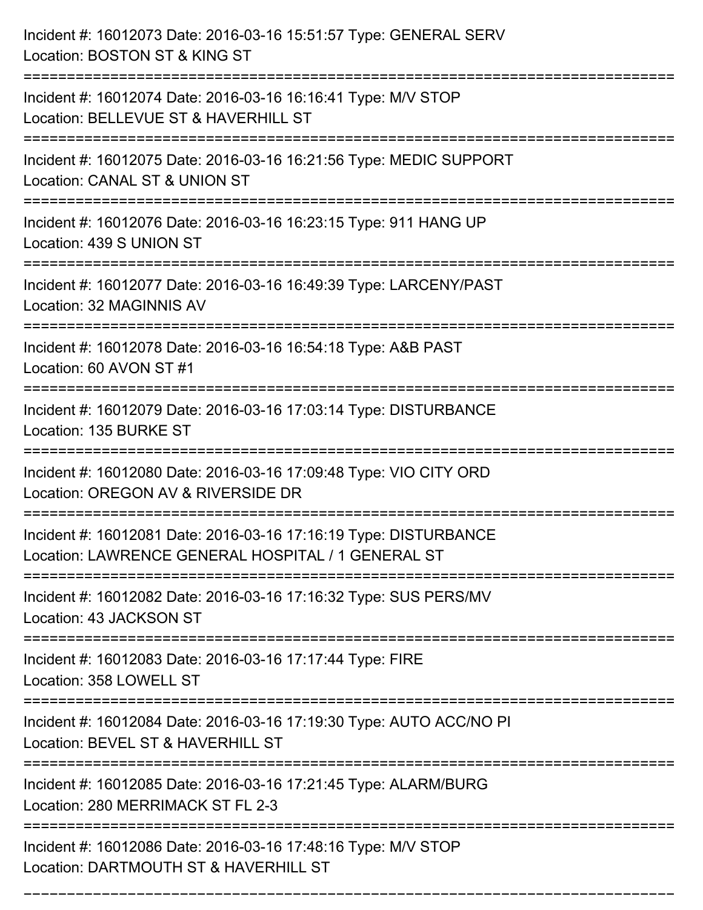Incident #: 16012073 Date: 2016-03-16 15:51:57 Type: GENERAL SERV
Location: BOSTON ST & KING ST

===========================================================================

Incident #: 16012074 Date: 2016-03-16 16:16:41 Type: M/V STOP
Location: BELLEVUE ST & HAVERHILL ST

===========================================================================

Incident #: 16012075 Date: 2016-03-16 16:21:56 Type: MEDIC SUPPORT
Location: CANAL ST & UNION ST

===========================================================================

Incident #: 16012076 Date: 2016-03-16 16:23:15 Type: 911 HANG UP
Location: 439 S UNION ST

===========================================================================

Incident #: 16012077 Date: 2016-03-16 16:49:39 Type: LARCENY/PAST
Location: 32 MAGINNIS AV

===========================================================================

Incident #: 16012078 Date: 2016-03-16 16:54:18 Type: A&B PAST
Location: 60 AVON ST #1

===========================================================================

Incident #: 16012079 Date: 2016-03-16 17:03:14 Type: DISTURBANCE
Location: 135 BURKE ST

===========================================================================

Incident #: 16012080 Date: 2016-03-16 17:09:48 Type: VIO CITY ORD
Location: OREGON AV & RIVERSIDE DR

===========================================================================

Incident #: 16012081 Date: 2016-03-16 17:16:19 Type: DISTURBANCE
Location: LAWRENCE GENERAL HOSPITAL / 1 GENERAL ST

===========================================================================

Incident #: 16012082 Date: 2016-03-16 17:16:32 Type: SUS PERS/MV
Location: 43 JACKSON ST

===========================================================================

Incident #: 16012083 Date: 2016-03-16 17:17:44 Type: FIRE
Location: 358 LOWELL ST

===========================================================================

Incident #: 16012084 Date: 2016-03-16 17:19:30 Type: AUTO ACC/NO PI
Location: BEVEL ST & HAVERHILL ST

===========================================================================

Incident #: 16012085 Date: 2016-03-16 17:21:45 Type: ALARM/BURG
Location: 280 MERRIMACK ST FL 2-3

===========================================================================

Incident #: 16012086 Date: 2016-03-16 17:48:16 Type: M/V STOP
Location: DARTMOUTH ST & HAVERHILL ST

===========================================================================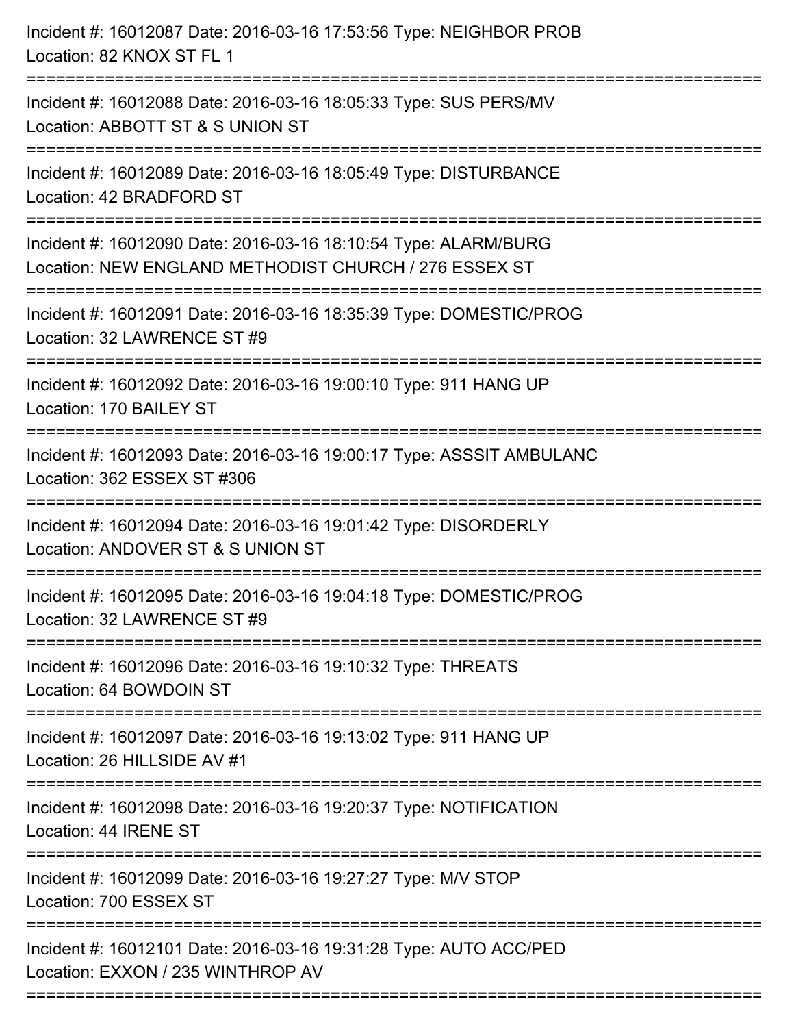Incident #: 16012087 Date: 2016-03-16 17:53:56 Type: NEIGHBOR PROB
Location: 82 KNOX ST FL 1

===========================================================================

Incident #: 16012088 Date: 2016-03-16 18:05:33 Type: SUS PERS/MV
Location: ABBOTT ST & S UNION ST

===========================================================================

Incident #: 16012089 Date: 2016-03-16 18:05:49 Type: DISTURBANCE
Location: 42 BRADFORD ST

===========================================================================

Incident #: 16012090 Date: 2016-03-16 18:10:54 Type: ALARM/BURG
Location: NEW ENGLAND METHODIST CHURCH / 276 ESSEX ST

===========================================================================

Incident #: 16012091 Date: 2016-03-16 18:35:39 Type: DOMESTIC/PROG
Location: 32 LAWRENCE ST #9

===========================================================================

Incident #: 16012092 Date: 2016-03-16 19:00:10 Type: 911 HANG UP
Location: 170 BAILEY ST

===========================================================================

Incident #: 16012093 Date: 2016-03-16 19:00:17 Type: ASSSIT AMBULANC
Location: 362 ESSEX ST #306

===========================================================================

Incident #: 16012094 Date: 2016-03-16 19:01:42 Type: DISORDERLY
Location: ANDOVER ST & S UNION ST

===========================================================================

Incident #: 16012095 Date: 2016-03-16 19:04:18 Type: DOMESTIC/PROG
Location: 32 LAWRENCE ST #9

===========================================================================

Incident #: 16012096 Date: 2016-03-16 19:10:32 Type: THREATS
Location: 64 BOWDOIN ST

===========================================================================

Incident #: 16012097 Date: 2016-03-16 19:13:02 Type: 911 HANG UP
Location: 26 HILLSIDE AV #1

===========================================================================

Incident #: 16012098 Date: 2016-03-16 19:20:37 Type: NOTIFICATION
Location: 44 IRENE ST

===========================================================================

Incident #: 16012099 Date: 2016-03-16 19:27:27 Type: M/V STOP
Location: 700 ESSEX ST

===========================================================================

Incident #: 16012101 Date: 2016-03-16 19:31:28 Type: AUTO ACC/PED
Location: EXXON / 235 WINTHROP AV

===========================================================================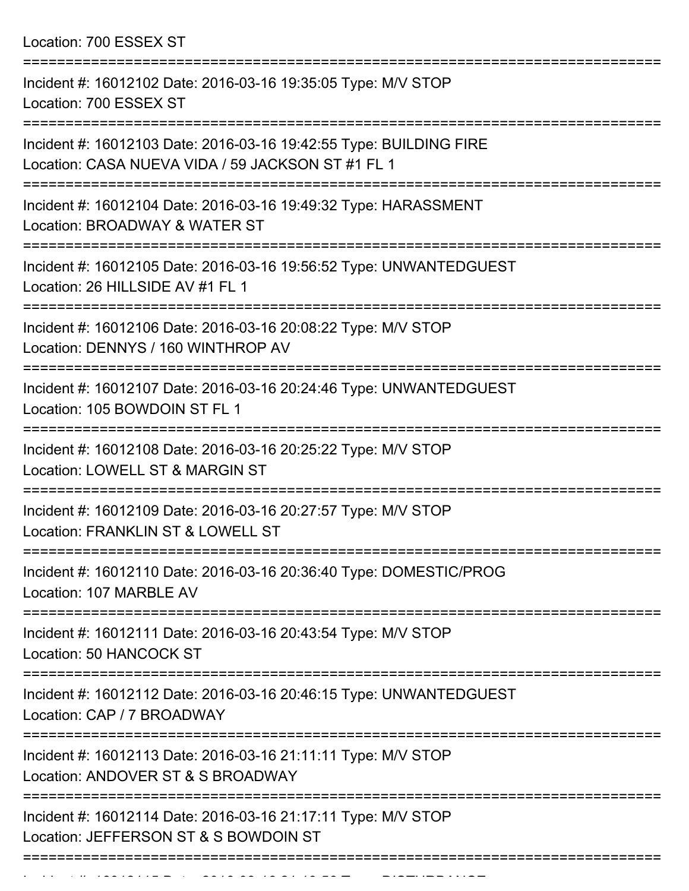Location: 700 ESSEX ST

===========================================================================

Incident #: 16012102 Date: 2016-03-16 19:35:05 Type: M/V STOP
Location: 700 ESSEX ST

===========================================================================

Incident #: 16012103 Date: 2016-03-16 19:42:55 Type: BUILDING FIRE
Location: CASA NUEVA VIDA / 59 JACKSON ST #1 FL 1

===========================================================================

Incident #: 16012104 Date: 2016-03-16 19:49:32 Type: HARASSMENT
Location: BROADWAY & WATER ST

===========================================================================

Incident #: 16012105 Date: 2016-03-16 19:56:52 Type: UNWANTEDGUEST
Location: 26 HILLSIDE AV #1 FL 1

===========================================================================

Incident #: 16012106 Date: 2016-03-16 20:08:22 Type: M/V STOP
Location: DENNYS / 160 WINTHROP AV

===========================================================================

Incident #: 16012107 Date: 2016-03-16 20:24:46 Type: UNWANTEDGUEST
Location: 105 BOWDOIN ST FL 1

===========================================================================

Incident #: 16012108 Date: 2016-03-16 20:25:22 Type: M/V STOP
Location: LOWELL ST & MARGIN ST

===========================================================================

Incident #: 16012109 Date: 2016-03-16 20:27:57 Type: M/V STOP
Location: FRANKLIN ST & LOWELL ST

===========================================================================

Incident #: 16012110 Date: 2016-03-16 20:36:40 Type: DOMESTIC/PROG
Location: 107 MARBLE AV

===========================================================================

Incident #: 16012111 Date: 2016-03-16 20:43:54 Type: M/V STOP
Location: 50 HANCOCK ST

===========================================================================

Incident #: 16012112 Date: 2016-03-16 20:46:15 Type: UNWANTEDGUEST
Location: CAP / 7 BROADWAY

===========================================================================

Incident #: 16012113 Date: 2016-03-16 21:11:11 Type: M/V STOP
Location: ANDOVER ST & S BROADWAY

===========================================================================

Incident #: 16012114 Date: 2016-03-16 21:17:11 Type: M/V STOP
Location: JEFFERSON ST & S BOWDOIN ST

===========================================================================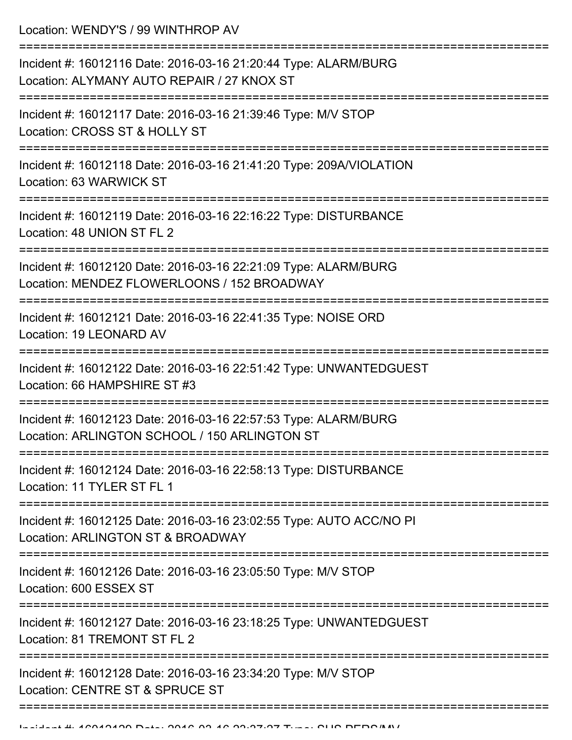Location: WENDY'S / 99 WINTHROP AV

===========================================================================

Incident #: 16012116 Date: 2016-03-16 21:20:44 Type: ALARM/BURG
Location: ALYMANY AUTO REPAIR / 27 KNOX ST

===========================================================================

Incident #: 16012117 Date: 2016-03-16 21:39:46 Type: M/V STOP
Location: CROSS ST & HOLLY ST

===========================================================================

Incident #: 16012118 Date: 2016-03-16 21:41:20 Type: 209A/VIOLATION
Location: 63 WARWICK ST

===========================================================================

Incident #: 16012119 Date: 2016-03-16 22:16:22 Type: DISTURBANCE
Location: 48 UNION ST FL 2

===========================================================================

Incident #: 16012120 Date: 2016-03-16 22:21:09 Type: ALARM/BURG
Location: MENDEZ FLOWERLOONS / 152 BROADWAY

===========================================================================

Incident #: 16012121 Date: 2016-03-16 22:41:35 Type: NOISE ORD
Location: 19 LEONARD AV

===========================================================================

Incident #: 16012122 Date: 2016-03-16 22:51:42 Type: UNWANTEDGUEST
Location: 66 HAMPSHIRE ST #3

===========================================================================

Incident #: 16012123 Date: 2016-03-16 22:57:53 Type: ALARM/BURG
Location: ARLINGTON SCHOOL / 150 ARLINGTON ST

===========================================================================

Incident #: 16012124 Date: 2016-03-16 22:58:13 Type: DISTURBANCE
Location: 11 TYLER ST FL 1

===========================================================================

Incident #: 16012125 Date: 2016-03-16 23:02:55 Type: AUTO ACC/NO PI
Location: ARLINGTON ST & BROADWAY

===========================================================================

Incident #: 16012126 Date: 2016-03-16 23:05:50 Type: M/V STOP
Location: 600 ESSEX ST

===========================================================================

Incident #: 16012127 Date: 2016-03-16 23:18:25 Type: UNWANTEDGUEST
Location: 81 TREMONT ST FL 2

===========================================================================

Incident #: 16012128 Date: 2016-03-16 23:34:20 Type: M/V STOP
Location: CENTRE ST & SPRUCE ST

===========================================================================

Incident #: 16012129 Date: 2016-03-16 23:37:27 Type: SUS PERS/MV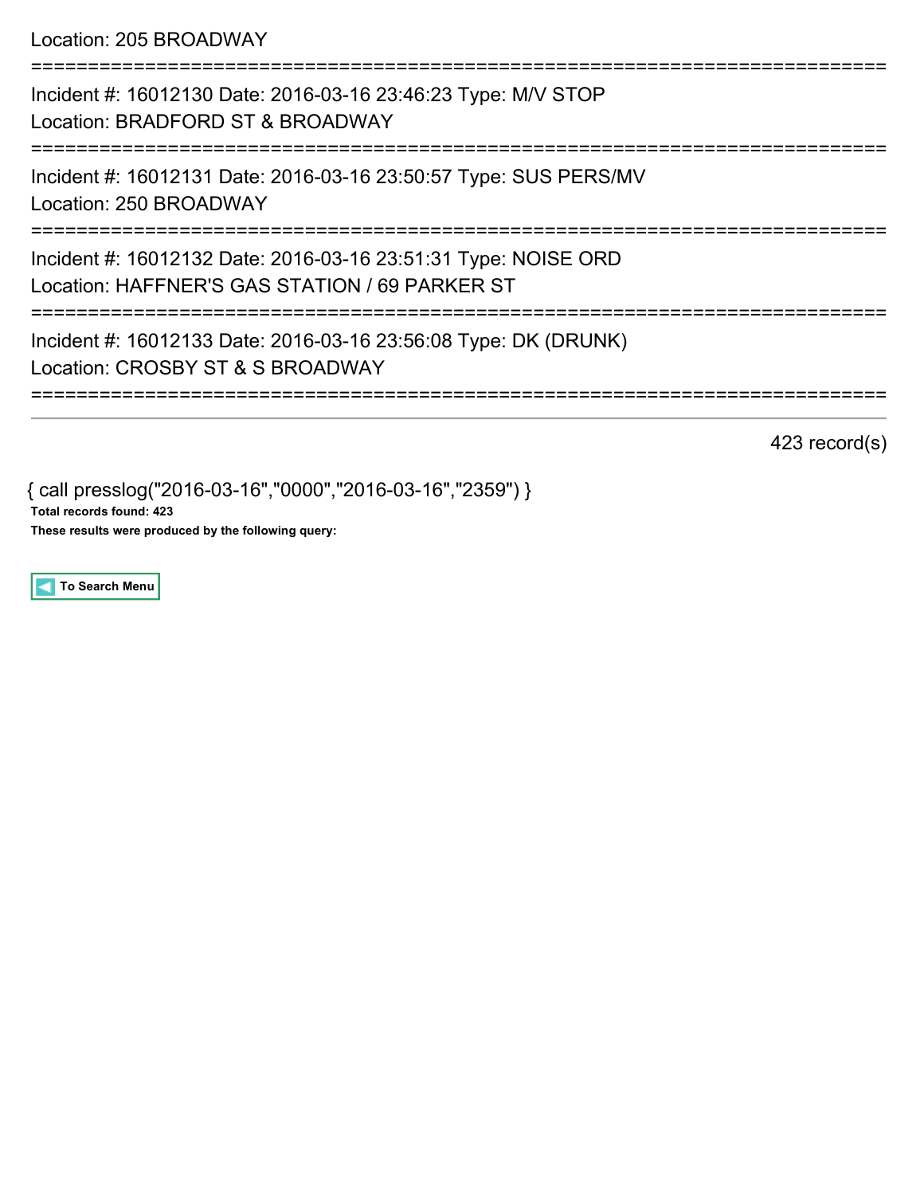Location: 205 BROADWAY

===========================================================================

Incident #: 16012130 Date: 2016-03-16 23:46:23 Type: M/V STOP
Location: BRADFORD ST & BROADWAY

===========================================================================

Incident #: 16012131 Date: 2016-03-16 23:50:57 Type: SUS PERS/MV
Location: 250 BROADWAY

===========================================================================

Incident #: 16012132 Date: 2016-03-16 23:51:31 Type: NOISE ORD
Location: HAFFNER'S GAS STATION / 69 PARKER ST

===========================================================================

Incident #: 16012133 Date: 2016-03-16 23:56:08 Type: DK (DRUNK)
Location: CROSBY ST & S BROADWAY

===========================================================================

423 record(s)

{ call presslog("2016-03-16","0000","2016-03-16","2359") }

**Total records found: 423**

**These results were produced by the following query:**

To Search Menu